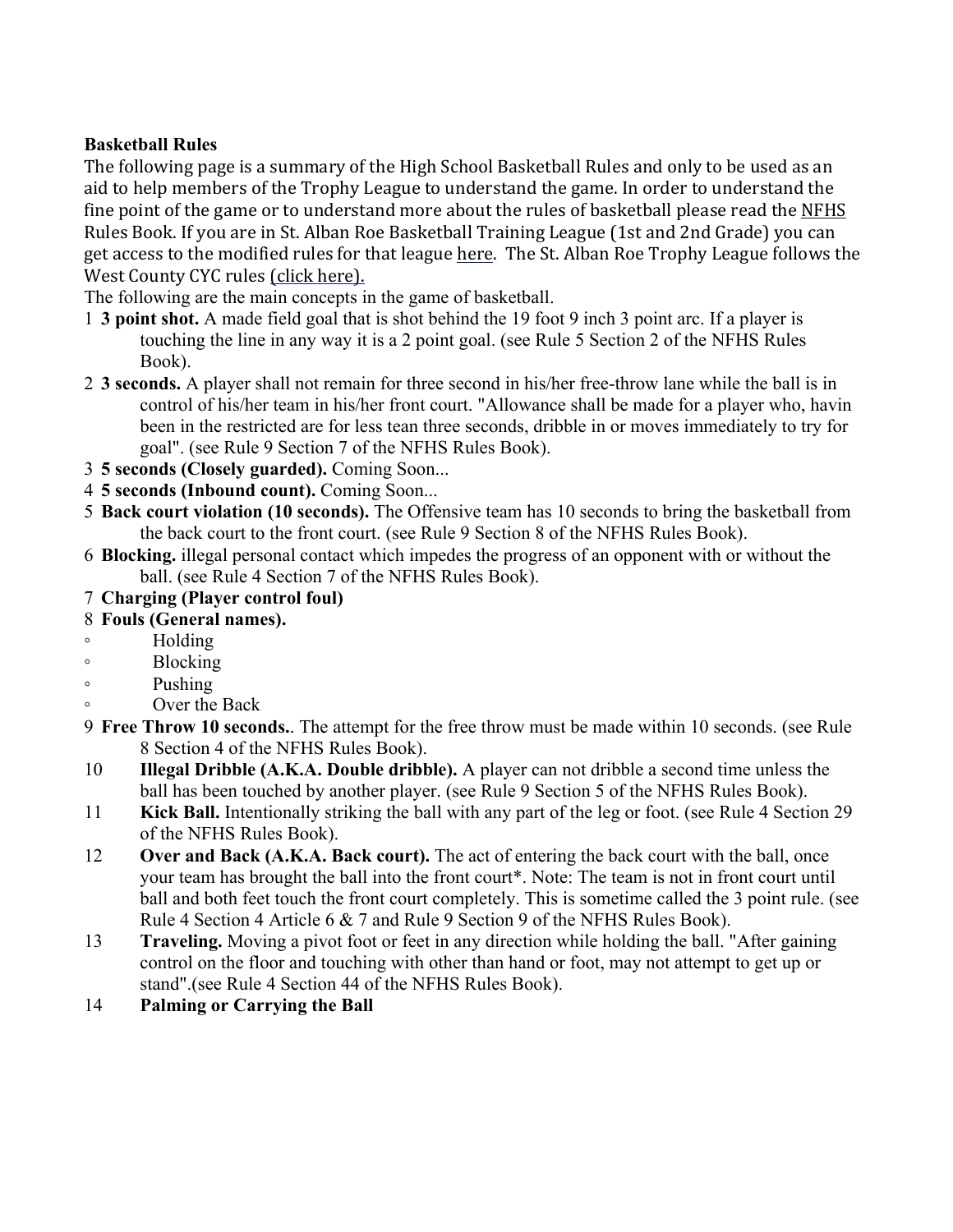**Basketball Rules**

The following page is a summary of the High School Basketball Rules and only to be used as an aid to help members of the Trophy League to understand the game. In order to understand the fine point of the game or to understand more about the rules of basketball please read the NFHS Rules Book. If you are in St. Alban Roe Basketball Training League (1st and 2nd Grade) you can get access to the modified rules for that league here. The St. Alban Roe Trophy League follows the West County CYC rules (click here).

The following are the main concepts in the game of basketball.

1. **3 point shot.** A made field goal that is shot behind the 19 foot 9 inch 3 point arc. If a player is touching the line in any way it is a 2 point goal. (see Rule 5 Section 2 of the NFHS Rules Book).
2. **3 seconds.** A player shall not remain for three second in his/her free-throw lane while the ball is in control of his/her team in his/her front court. "Allowance shall be made for a player who, havin been in the restricted are for less tean three seconds, dribble in or moves immediately to try for goal". (see Rule 9 Section 7 of the NFHS Rules Book).
3. **5 seconds (Closely guarded).** Coming Soon...
4. **5 seconds (Inbound count).** Coming Soon...
5. **Back court violation (10 seconds).** The Offensive team has 10 seconds to bring the basketball from the back court to the front court. (see Rule 9 Section 8 of the NFHS Rules Book).
6. **Blocking.** illegal personal contact which impedes the progress of an opponent with or without the ball. (see Rule 4 Section 7 of the NFHS Rules Book).
7. **Charging (Player control foul)**
8. **Fouls (General names).**
   - Holding
   - Blocking
   - Pushing
   - Over the Back
9. **Free Throw 10 seconds.**. The attempt for the free throw must be made within 10 seconds. (see Rule 8 Section 4 of the NFHS Rules Book).
10. **Illegal Dribble (A.K.A. Double dribble).** A player can not dribble a second time unless the ball has been touched by another player. (see Rule 9 Section 5 of the NFHS Rules Book).
11. **Kick Ball.** Intentionally striking the ball with any part of the leg or foot. (see Rule 4 Section 29 of the NFHS Rules Book).
12. **Over and Back (A.K.A. Back court).** The act of entering the back court with the ball, once your team has brought the ball into the front court*. Note: The team is not in front court until ball and both feet touch the front court completely. This is sometime called the 3 point rule. (see Rule 4 Section 4 Article 6 & 7 and Rule 9 Section 9 of the NFHS Rules Book).
13. **Traveling.** Moving a pivot foot or feet in any direction while holding the ball. "After gaining control on the floor and touching with other than hand or foot, may not attempt to get up or stand".(see Rule 4 Section 44 of the NFHS Rules Book).
14. **Palming or Carrying the Ball**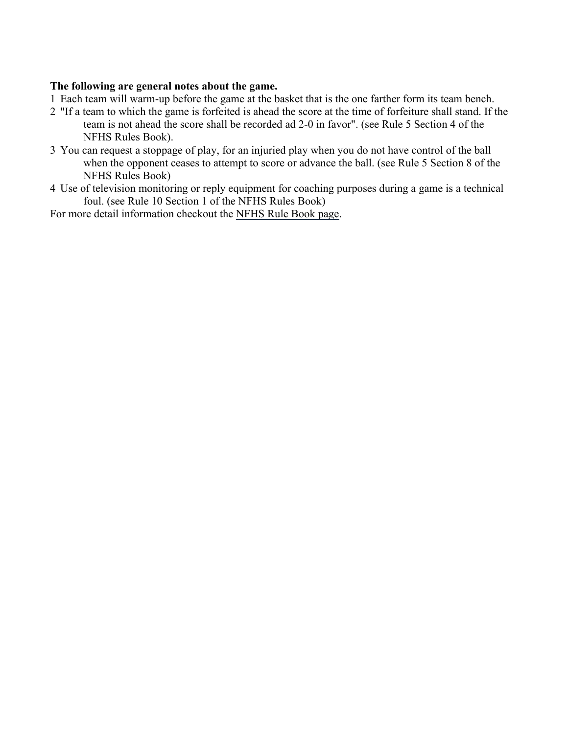**The following are general notes about the game.**

1. Each team will warm-up before the game at the basket that is the one farther form its team bench.
2. "If a team to which the game is forfeited is ahead the score at the time of forfeiture shall stand. If the team is not ahead the score shall be recorded ad 2-0 in favor". (see Rule 5 Section 4 of the NFHS Rules Book).
3. You can request a stoppage of play, for an injuried play when you do not have control of the ball when the opponent ceases to attempt to score or advance the ball. (see Rule 5 Section 8 of the NFHS Rules Book)
4. Use of television monitoring or reply equipment for coaching purposes during a game is a technical foul. (see Rule 10 Section 1 of the NFHS Rules Book)

For more detail information checkout the NFHS Rule Book page.